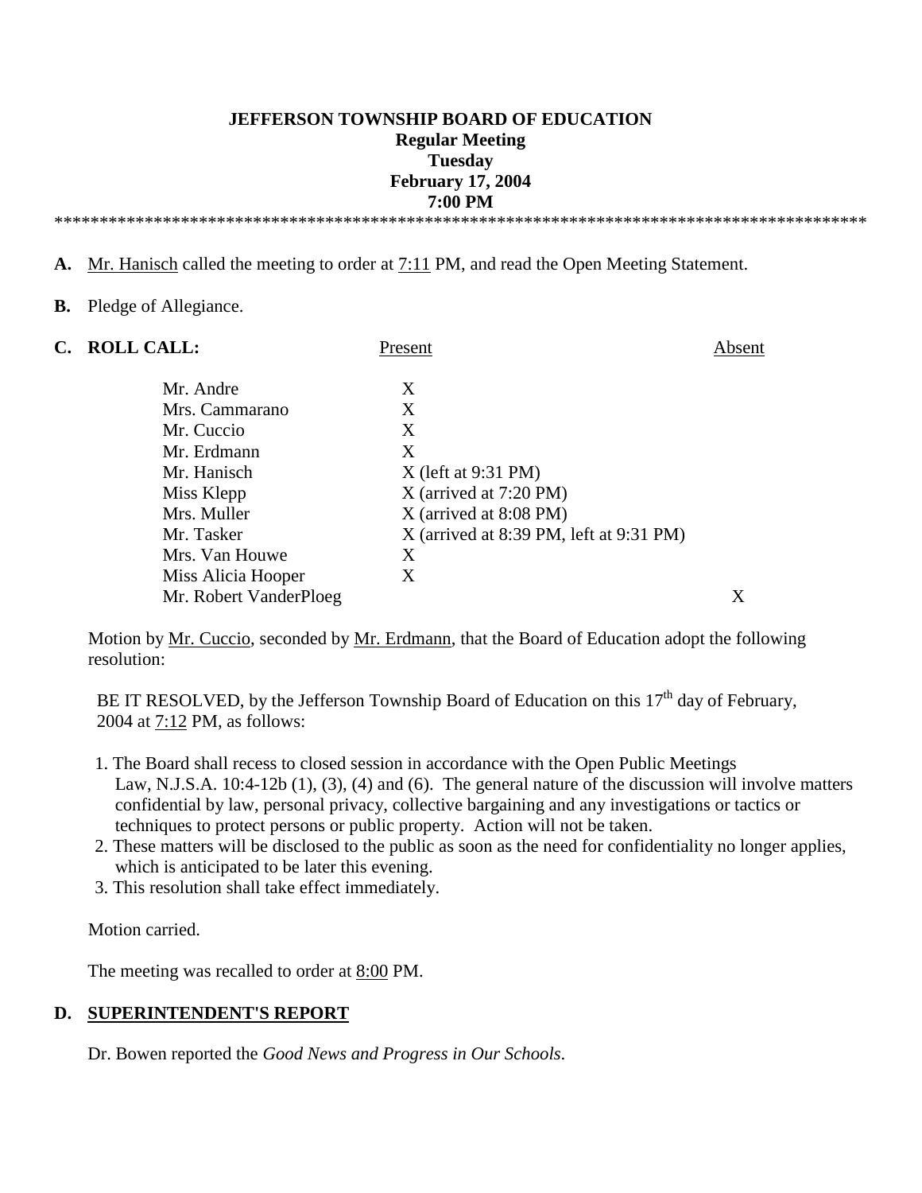**JEFFERSON TOWNSHIP BOARD OF EDUCATION**
**Regular Meeting**
**Tuesday**
**February 17, 2004**
**7:00 PM**

******************************************************************************************

**A.** Mr. Hanisch called the meeting to order at 7:11 PM, and read the Open Meeting Statement.

**B.** Pledge of Allegiance.

**C. ROLL CALL:**

| | Present | Absent |
|---|---|---|
| Mr. Andre | X | |
| Mrs. Cammarano | X | |
| Mr. Cuccio | X | |
| Mr. Erdmann | X | |
| Mr. Hanisch | X (left at 9:31 PM) | |
| Miss Klepp | X (arrived at 7:20 PM) | |
| Mrs. Muller | X (arrived at 8:08 PM) | |
| Mr. Tasker | X (arrived at 8:39 PM, left at 9:31 PM) | |
| Mrs. Van Houwe | X | |
| Miss Alicia Hooper | X | |
| Mr. Robert VanderPloeg | | X |

Motion by Mr. Cuccio, seconded by Mr. Erdmann, that the Board of Education adopt the following resolution:

BE IT RESOLVED, by the Jefferson Township Board of Education on this 17th day of February, 2004 at 7:12 PM, as follows:

1. The Board shall recess to closed session in accordance with the Open Public Meetings Law, N.J.S.A. 10:4-12b (1), (3), (4) and (6). The general nature of the discussion will involve matters confidential by law, personal privacy, collective bargaining and any investigations or tactics or techniques to protect persons or public property. Action will not be taken.
2. These matters will be disclosed to the public as soon as the need for confidentiality no longer applies, which is anticipated to be later this evening.
3. This resolution shall take effect immediately.

Motion carried.

The meeting was recalled to order at 8:00 PM.

**D. SUPERINTENDENT'S REPORT**

Dr. Bowen reported the *Good News and Progress in Our Schools*.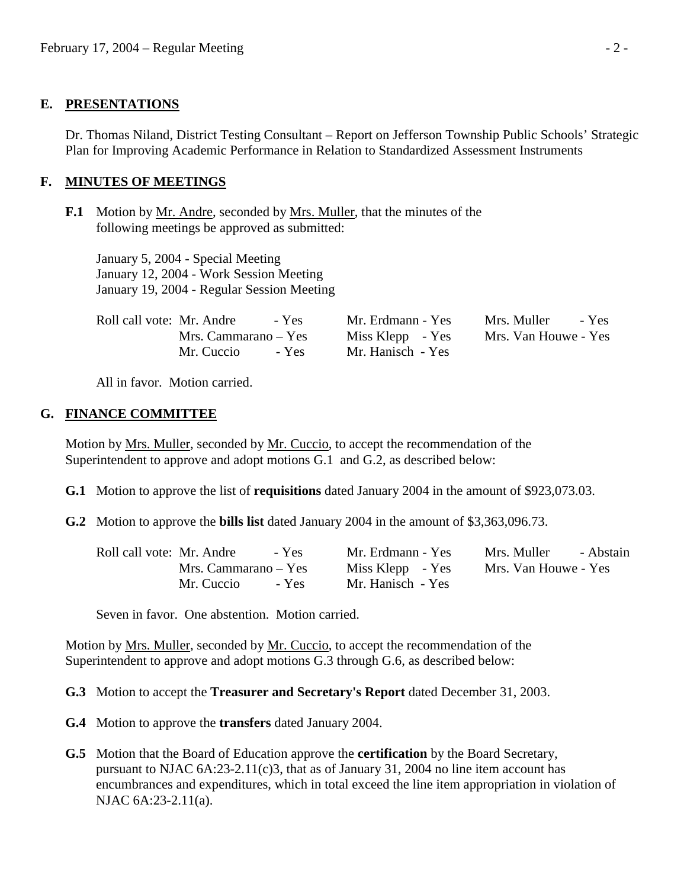## E. PRESENTATIONS

Dr. Thomas Niland, District Testing Consultant – Report on Jefferson Township Public Schools' Strategic Plan for Improving Academic Performance in Relation to Standardized Assessment Instruments

## F. MINUTES OF MEETINGS

**F.1** Motion by Mr. Andre, seconded by Mrs. Muller, that the minutes of the following meetings be approved as submitted:

January 5, 2004 - Special Meeting
January 12, 2004 - Work Session Meeting
January 19, 2004 - Regular Session Meeting

| | | | |
|---|---|---|---|
| Roll call vote: | Mr. Andre - Yes | Mr. Erdmann - Yes | Mrs. Muller - Yes |
| | Mrs. Cammarano – Yes | Miss Klepp - Yes | Mrs. Van Houwe - Yes |
| | Mr. Cuccio - Yes | Mr. Hanisch - Yes | |

All in favor. Motion carried.

## G. FINANCE COMMITTEE

Motion by Mrs. Muller, seconded by Mr. Cuccio, to accept the recommendation of the Superintendent to approve and adopt motions G.1 and G.2, as described below:

**G.1** Motion to approve the list of **requisitions** dated January 2004 in the amount of $923,073.03.

**G.2** Motion to approve the **bills list** dated January 2004 in the amount of $3,363,096.73.

| | | | |
|---|---|---|---|
| Roll call vote: | Mr. Andre - Yes | Mr. Erdmann - Yes | Mrs. Muller - Abstain |
| | Mrs. Cammarano – Yes | Miss Klepp - Yes | Mrs. Van Houwe - Yes |
| | Mr. Cuccio - Yes | Mr. Hanisch - Yes | |

Seven in favor. One abstention. Motion carried.

Motion by Mrs. Muller, seconded by Mr. Cuccio, to accept the recommendation of the Superintendent to approve and adopt motions G.3 through G.6, as described below:

**G.3** Motion to accept the **Treasurer and Secretary's Report** dated December 31, 2003.

**G.4** Motion to approve the **transfers** dated January 2004.

**G.5** Motion that the Board of Education approve the **certification** by the Board Secretary, pursuant to NJAC 6A:23-2.11(c)3, that as of January 31, 2004 no line item account has encumbrances and expenditures, which in total exceed the line item appropriation in violation of NJAC 6A:23-2.11(a).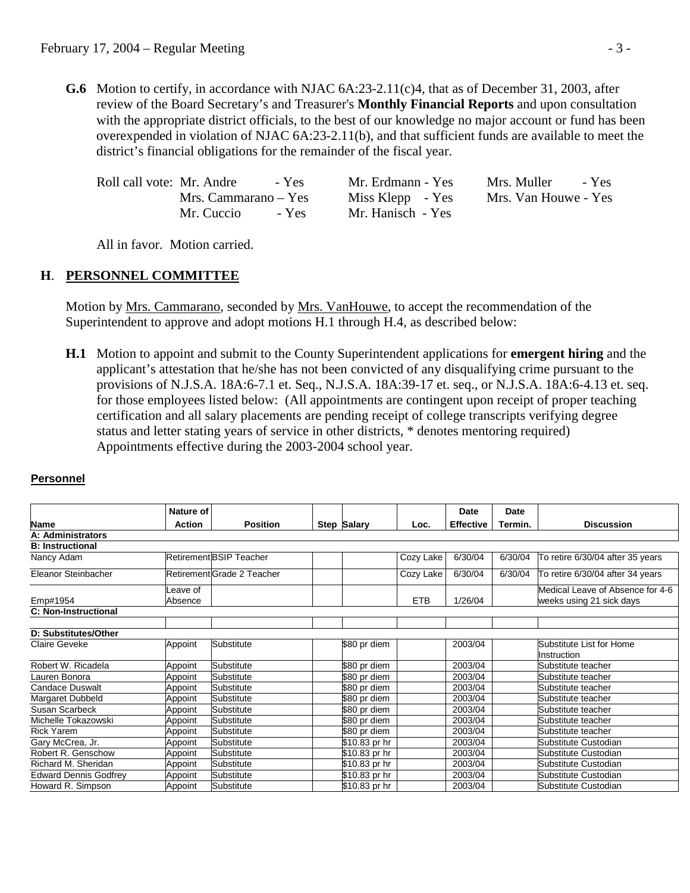**G.6** Motion to certify, in accordance with NJAC 6A:23-2.11(c)4, that as of December 31, 2003, after review of the Board Secretary's and Treasurer's **Monthly Financial Reports** and upon consultation with the appropriate district officials, to the best of our knowledge no major account or fund has been overexpended in violation of NJAC 6A:23-2.11(b), and that sufficient funds are available to meet the district's financial obligations for the remainder of the fiscal year.

| | | | |
|---|---|---|---|
| Roll call vote: | Mr. Andre - Yes | Mr. Erdmann - Yes | Mrs. Muller - Yes |
| | Mrs. Cammarano – Yes | Miss Klepp - Yes | Mrs. Van Houwe - Yes |
| | Mr. Cuccio - Yes | Mr. Hanisch - Yes | |

All in favor. Motion carried.

## H. PERSONNEL COMMITTEE

Motion by Mrs. Cammarano, seconded by Mrs. VanHouwe, to accept the recommendation of the Superintendent to approve and adopt motions H.1 through H.4, as described below:

**H.1** Motion to appoint and submit to the County Superintendent applications for **emergent hiring** and the applicant's attestation that he/she has not been convicted of any disqualifying crime pursuant to the provisions of N.J.S.A. 18A:6-7.1 et. Seq., N.J.S.A. 18A:39-17 et. seq., or N.J.S.A. 18A:6-4.13 et. seq. for those employees listed below: (All appointments are contingent upon receipt of proper teaching certification and all salary placements are pending receipt of college transcripts verifying degree status and letter stating years of service in other districts, * denotes mentoring required) Appointments effective during the 2003-2004 school year.

**Personnel**

| Name | Nature of Action | Position | Step | Salary | Loc. | Date Effective | Date Termin. | Discussion |
|---|---|---|---|---|---|---|---|---|
| **A: Administrators** | | | | | | | | |
| **B: Instructional** | | | | | | | | |
| Nancy Adam | Retirement | BSIP Teacher | | | Cozy Lake | 6/30/04 | 6/30/04 | To retire 6/30/04 after 35 years |
| Eleanor Steinbacher | Retirement | Grade 2 Teacher | | | Cozy Lake | 6/30/04 | 6/30/04 | To retire 6/30/04 after 34 years |
| Emp#1954 | Leave of Absence | | | | ETB | 1/26/04 | | Medical Leave of Absence for 4-6 weeks using 21 sick days |
| **C: Non-Instructional** | | | | | | | | |
| | | | | | | | | |
| **D: Substitutes/Other** | | | | | | | | |
| Claire Geveke | Appoint | Substitute | | $80 pr diem | | 2003/04 | | Substitute List for Home Instruction |
| Robert W. Ricadela | Appoint | Substitute | | $80 pr diem | | 2003/04 | | Substitute teacher |
| Lauren Bonora | Appoint | Substitute | | $80 pr diem | | 2003/04 | | Substitute teacher |
| Candace Duswalt | Appoint | Substitute | | $80 pr diem | | 2003/04 | | Substitute teacher |
| Margaret Dubbeld | Appoint | Substitute | | $80 pr diem | | 2003/04 | | Substitute teacher |
| Susan Scarbeck | Appoint | Substitute | | $80 pr diem | | 2003/04 | | Substitute teacher |
| Michelle Tokazowski | Appoint | Substitute | | $80 pr diem | | 2003/04 | | Substitute teacher |
| Rick Yarem | Appoint | Substitute | | $80 pr diem | | 2003/04 | | Substitute teacher |
| Gary McCrea, Jr. | Appoint | Substitute | | $10.83 pr hr | | 2003/04 | | Substitute Custodian |
| Robert R. Genschow | Appoint | Substitute | | $10.83 pr hr | | 2003/04 | | Substitute Custodian |
| Richard M. Sheridan | Appoint | Substitute | | $10.83 pr hr | | 2003/04 | | Substitute Custodian |
| Edward Dennis Godfrey | Appoint | Substitute | | $10.83 pr hr | | 2003/04 | | Substitute Custodian |
| Howard R. Simpson | Appoint | Substitute | | $10.83 pr hr | | 2003/04 | | Substitute Custodian |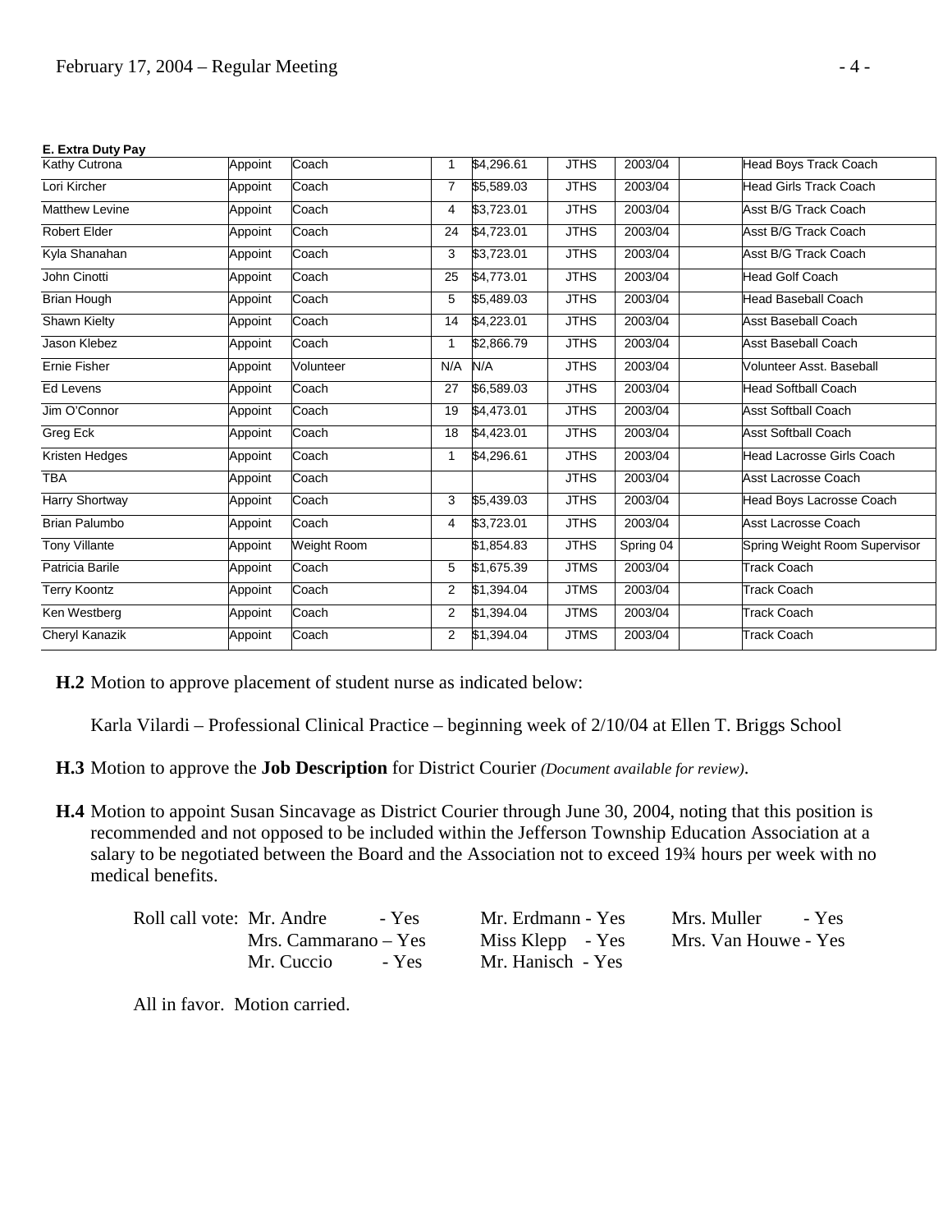**E. Extra Duty Pay**

| | | | | | | | | |
|---|---|---|---|---|---|---|---|---|
| Kathy Cutrona | Appoint | Coach | 1 | $4,296.61 | JTHS | 2003/04 | | Head Boys Track Coach |
| Lori Kircher | Appoint | Coach | 7 | $5,589.03 | JTHS | 2003/04 | | Head Girls Track Coach |
| Matthew Levine | Appoint | Coach | 4 | $3,723.01 | JTHS | 2003/04 | | Asst B/G Track Coach |
| Robert Elder | Appoint | Coach | 24 | $4,723.01 | JTHS | 2003/04 | | Asst B/G Track Coach |
| Kyla Shanahan | Appoint | Coach | 3 | $3,723.01 | JTHS | 2003/04 | | Asst B/G Track Coach |
| John Cinotti | Appoint | Coach | 25 | $4,773.01 | JTHS | 2003/04 | | Head Golf Coach |
| Brian Hough | Appoint | Coach | 5 | $5,489.03 | JTHS | 2003/04 | | Head Baseball Coach |
| Shawn Kielty | Appoint | Coach | 14 | $4,223.01 | JTHS | 2003/04 | | Asst Baseball Coach |
| Jason Klebez | Appoint | Coach | 1 | $2,866.79 | JTHS | 2003/04 | | Asst Baseball Coach |
| Ernie Fisher | Appoint | Volunteer | N/A | N/A | JTHS | 2003/04 | | Volunteer Asst. Baseball |
| Ed Levens | Appoint | Coach | 27 | $6,589.03 | JTHS | 2003/04 | | Head Softball Coach |
| Jim O'Connor | Appoint | Coach | 19 | $4,473.01 | JTHS | 2003/04 | | Asst Softball Coach |
| Greg Eck | Appoint | Coach | 18 | $4,423.01 | JTHS | 2003/04 | | Asst Softball Coach |
| Kristen Hedges | Appoint | Coach | 1 | $4,296.61 | JTHS | 2003/04 | | Head Lacrosse Girls Coach |
| TBA | Appoint | Coach | | | JTHS | 2003/04 | | Asst Lacrosse Coach |
| Harry Shortway | Appoint | Coach | 3 | $5,439.03 | JTHS | 2003/04 | | Head Boys Lacrosse Coach |
| Brian Palumbo | Appoint | Coach | 4 | $3,723.01 | JTHS | 2003/04 | | Asst Lacrosse Coach |
| Tony Villante | Appoint | Weight Room | | $1,854.83 | JTHS | Spring 04 | | Spring Weight Room Supervisor |
| Patricia Barile | Appoint | Coach | 5 | $1,675.39 | JTMS | 2003/04 | | Track Coach |
| Terry Koontz | Appoint | Coach | 2 | $1,394.04 | JTMS | 2003/04 | | Track Coach |
| Ken Westberg | Appoint | Coach | 2 | $1,394.04 | JTMS | 2003/04 | | Track Coach |
| Cheryl Kanazik | Appoint | Coach | 2 | $1,394.04 | JTMS | 2003/04 | | Track Coach |

**H.2** Motion to approve placement of student nurse as indicated below:

Karla Vilardi – Professional Clinical Practice – beginning week of 2/10/04 at Ellen T. Briggs School

**H.3** Motion to approve the **Job Description** for District Courier *(Document available for review)*.

**H.4** Motion to appoint Susan Sincavage as District Courier through June 30, 2004, noting that this position is recommended and not opposed to be included within the Jefferson Township Education Association at a salary to be negotiated between the Board and the Association not to exceed 19¾ hours per week with no medical benefits.

Roll call vote: Mr. Andre - Yes, Mrs. Cammarano – Yes, Mr. Cuccio - Yes, Mr. Erdmann - Yes, Miss Klepp - Yes, Mr. Hanisch - Yes, Mrs. Muller - Yes, Mrs. Van Houwe - Yes

All in favor. Motion carried.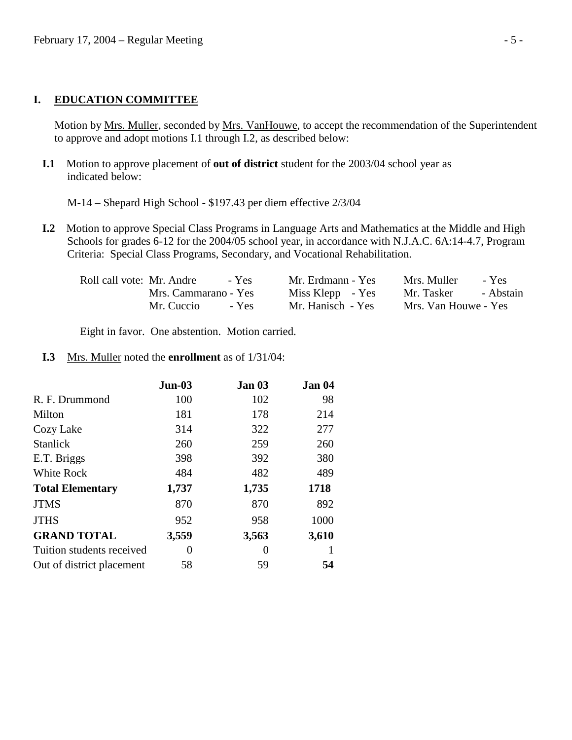## I. EDUCATION COMMITTEE

Motion by Mrs. Muller, seconded by Mrs. VanHouwe, to accept the recommendation of the Superintendent to approve and adopt motions I.1 through I.2, as described below:

**I.1** Motion to approve placement of **out of district** student for the 2003/04 school year as indicated below:

M-14 – Shepard High School - $197.43 per diem effective 2/3/04

**I.2** Motion to approve Special Class Programs in Language Arts and Mathematics at the Middle and High Schools for grades 6-12 for the 2004/05 school year, in accordance with N.J.A.C. 6A:14-4.7, Program Criteria: Special Class Programs, Secondary, and Vocational Rehabilitation.

| | | | |
|---|---|---|---|
| Roll call vote: | Mr. Andre - Yes | Mr. Erdmann - Yes | Mrs. Muller - Yes |
| | Mrs. Cammarano - Yes | Miss Klepp - Yes | Mr. Tasker - Abstain |
| | Mr. Cuccio - Yes | Mr. Hanisch - Yes | Mrs. Van Houwe - Yes |

Eight in favor. One abstention. Motion carried.

**I.3** Mrs. Muller noted the **enrollment** as of 1/31/04:

| | **Jun-03** | **Jan 03** | **Jan 04** |
|---|---|---|---|
| R. F. Drummond | 100 | 102 | 98 |
| Milton | 181 | 178 | 214 |
| Cozy Lake | 314 | 322 | 277 |
| Stanlick | 260 | 259 | 260 |
| E.T. Briggs | 398 | 392 | 380 |
| White Rock | 484 | 482 | 489 |
| **Total Elementary** | **1,737** | **1,735** | **1718** |
| JTMS | 870 | 870 | 892 |
| JTHS | 952 | 958 | 1000 |
| **GRAND TOTAL** | **3,559** | **3,563** | **3,610** |
| Tuition students received | 0 | 0 | 1 |
| Out of district placement | 58 | 59 | **54** |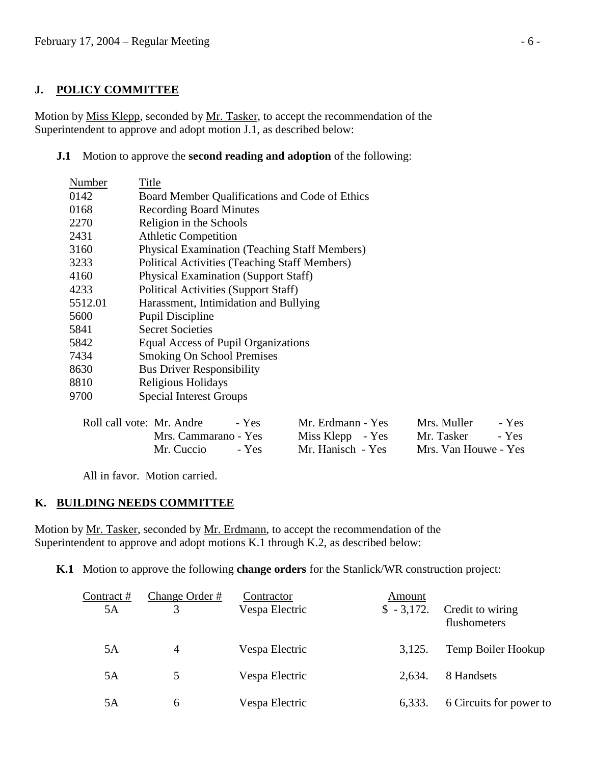## J. POLICY COMMITTEE

Motion by Miss Klepp, seconded by Mr. Tasker, to accept the recommendation of the Superintendent to approve and adopt motion J.1, as described below:

**J.1** Motion to approve the **second reading and adoption** of the following:

| Number | Title |
|---|---|
| 0142 | Board Member Qualifications and Code of Ethics |
| 0168 | Recording Board Minutes |
| 2270 | Religion in the Schools |
| 2431 | Athletic Competition |
| 3160 | Physical Examination (Teaching Staff Members) |
| 3233 | Political Activities (Teaching Staff Members) |
| 4160 | Physical Examination (Support Staff) |
| 4233 | Political Activities (Support Staff) |
| 5512.01 | Harassment, Intimidation and Bullying |
| 5600 | Pupil Discipline |
| 5841 | Secret Societies |
| 5842 | Equal Access of Pupil Organizations |
| 7434 | Smoking On School Premises |
| 8630 | Bus Driver Responsibility |
| 8810 | Religious Holidays |
| 9700 | Special Interest Groups |

Roll call vote:

| | | |
|---|---|---|
| Mr. Andre - Yes | Mr. Erdmann - Yes | Mrs. Muller - Yes |
| Mrs. Cammarano - Yes | Miss Klepp - Yes | Mr. Tasker - Yes |
| Mr. Cuccio - Yes | Mr. Hanisch - Yes | Mrs. Van Houwe - Yes |

All in favor. Motion carried.

## K. BUILDING NEEDS COMMITTEE

Motion by Mr. Tasker, seconded by Mr. Erdmann, to accept the recommendation of the Superintendent to approve and adopt motions K.1 through K.2, as described below:

**K.1** Motion to approve the following **change orders** for the Stanlick/WR construction project:

| Contract # | Change Order # | Contractor | Amount | |
|---|---|---|---|---|
| 5A | 3 | Vespa Electric | $ - 3,172. | Credit to wiring flushometers |
| 5A | 4 | Vespa Electric | 3,125. | Temp Boiler Hookup |
| 5A | 5 | Vespa Electric | 2,634. | 8 Handsets |
| 5A | 6 | Vespa Electric | 6,333. | 6 Circuits for power to |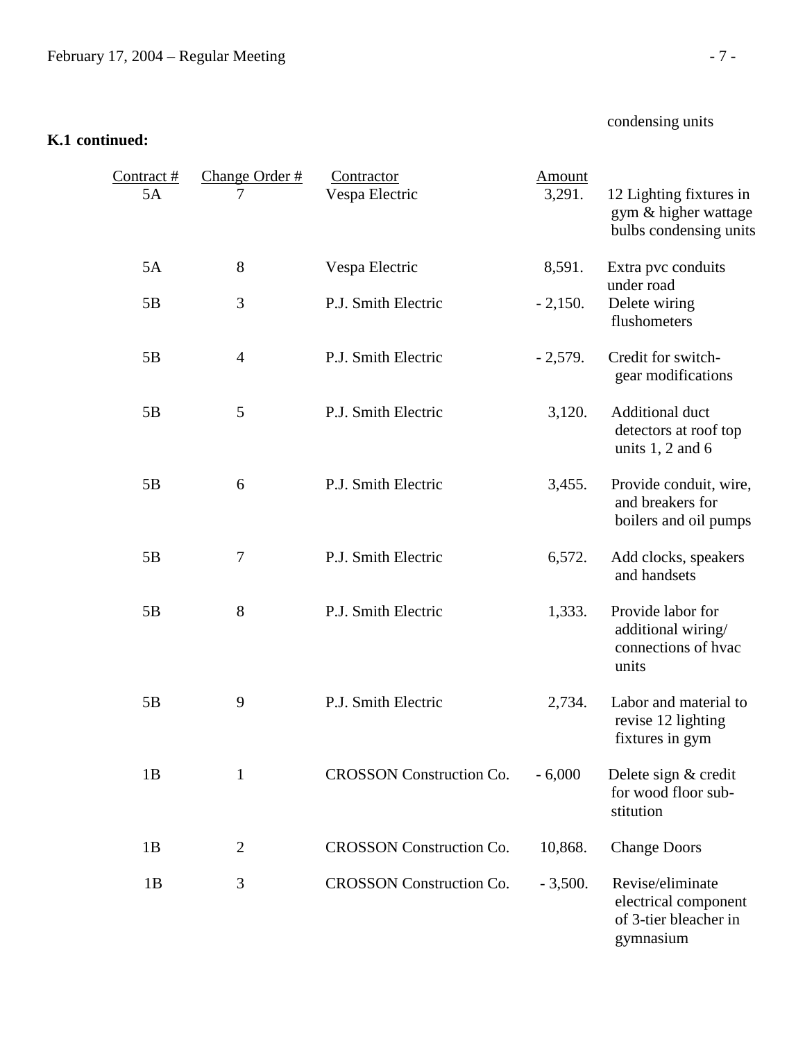condensing units

**K.1 continued:**

| Contract # | Change Order # | Contractor | Amount | |
|---|---|---|---|---|
| 5A | 7 | Vespa Electric | 3,291. | 12 Lighting fixtures in gym & higher wattage bulbs condensing units |
| 5A | 8 | Vespa Electric | 8,591. | Extra pvc conduits under road |
| 5B | 3 | P.J. Smith Electric | - 2,150. | Delete wiring flushometers |
| 5B | 4 | P.J. Smith Electric | - 2,579. | Credit for switch-gear modifications |
| 5B | 5 | P.J. Smith Electric | 3,120. | Additional duct detectors at roof top units 1, 2 and 6 |
| 5B | 6 | P.J. Smith Electric | 3,455. | Provide conduit, wire, and breakers for boilers and oil pumps |
| 5B | 7 | P.J. Smith Electric | 6,572. | Add clocks, speakers and handsets |
| 5B | 8 | P.J. Smith Electric | 1,333. | Provide labor for additional wiring/ connections of hvac units |
| 5B | 9 | P.J. Smith Electric | 2,734. | Labor and material to revise 12 lighting fixtures in gym |
| 1B | 1 | CROSSON Construction Co. | - 6,000 | Delete sign & credit for wood floor sub-stitution |
| 1B | 2 | CROSSON Construction Co. | 10,868. | Change Doors |
| 1B | 3 | CROSSON Construction Co. | - 3,500. | Revise/eliminate electrical component of 3-tier bleacher in gymnasium |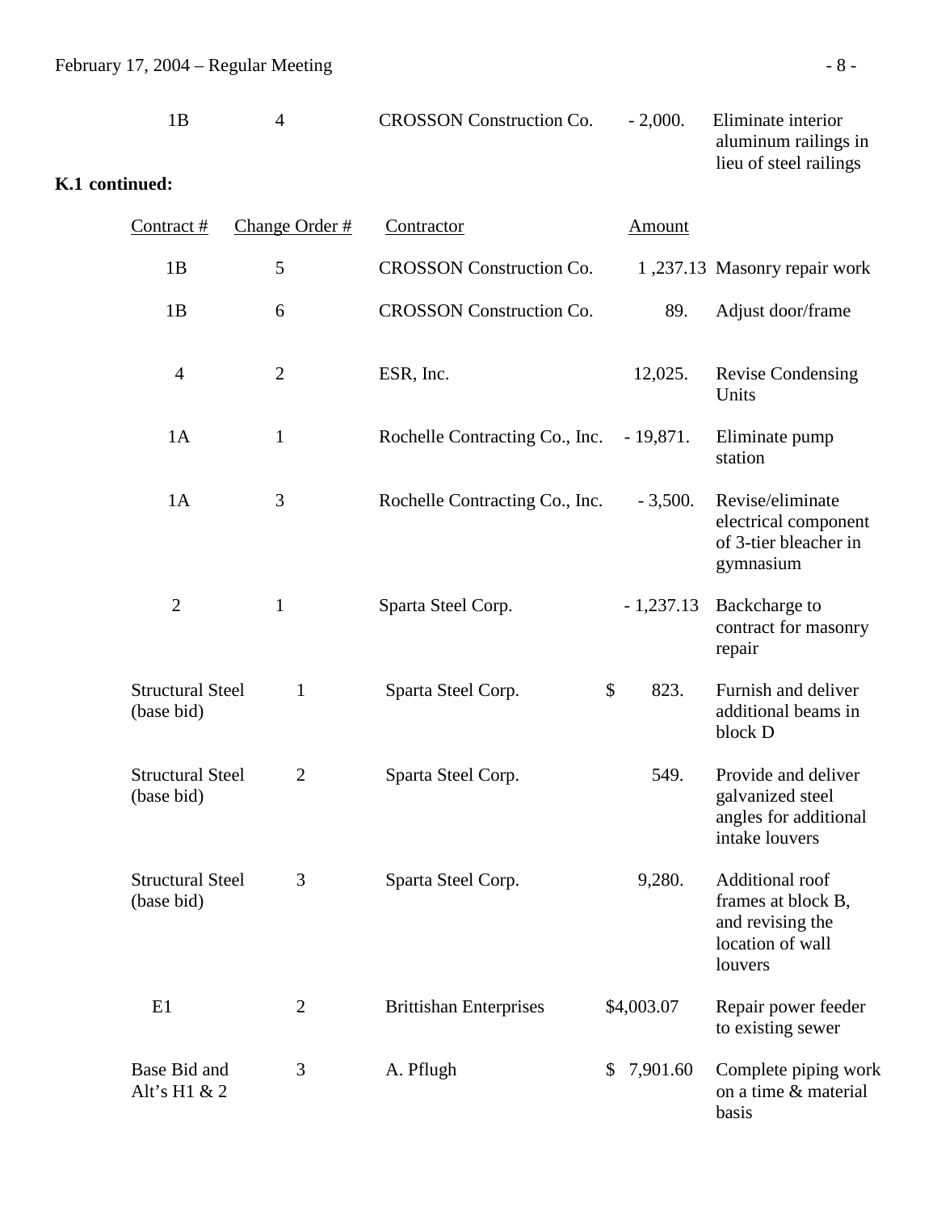| | | | | |
|---|---|---|---|---|
| 1B | 4 | CROSSON Construction Co. | - 2,000. | Eliminate interior aluminum railings in lieu of steel railings |

**K.1 continued:**

| Contract # | Change Order # | Contractor | Amount | |
|---|---|---|---|---|
| 1B | 5 | CROSSON Construction Co. | 1 ,237.13 | Masonry repair work |
| 1B | 6 | CROSSON Construction Co. | 89. | Adjust door/frame |
| 4 | 2 | ESR, Inc. | 12,025. | Revise Condensing Units |
| 1A | 1 | Rochelle Contracting Co., Inc. | - 19,871. | Eliminate pump station |
| 1A | 3 | Rochelle Contracting Co., Inc. | - 3,500. | Revise/eliminate electrical component of 3-tier bleacher in gymnasium |
| 2 | 1 | Sparta Steel Corp. | - 1,237.13 | Backcharge to contract for masonry repair |
| Structural Steel (base bid) | 1 | Sparta Steel Corp. | $ 823. | Furnish and deliver additional beams in block D |
| Structural Steel (base bid) | 2 | Sparta Steel Corp. | 549. | Provide and deliver galvanized steel angles for additional intake louvers |
| Structural Steel (base bid) | 3 | Sparta Steel Corp. | 9,280. | Additional roof frames at block B, and revising the location of wall louvers |
| E1 | 2 | Brittishan Enterprises | $4,003.07 | Repair power feeder to existing sewer |
| Base Bid and Alt's H1 & 2 | 3 | A. Pflugh | $ 7,901.60 | Complete piping work on a time & material basis |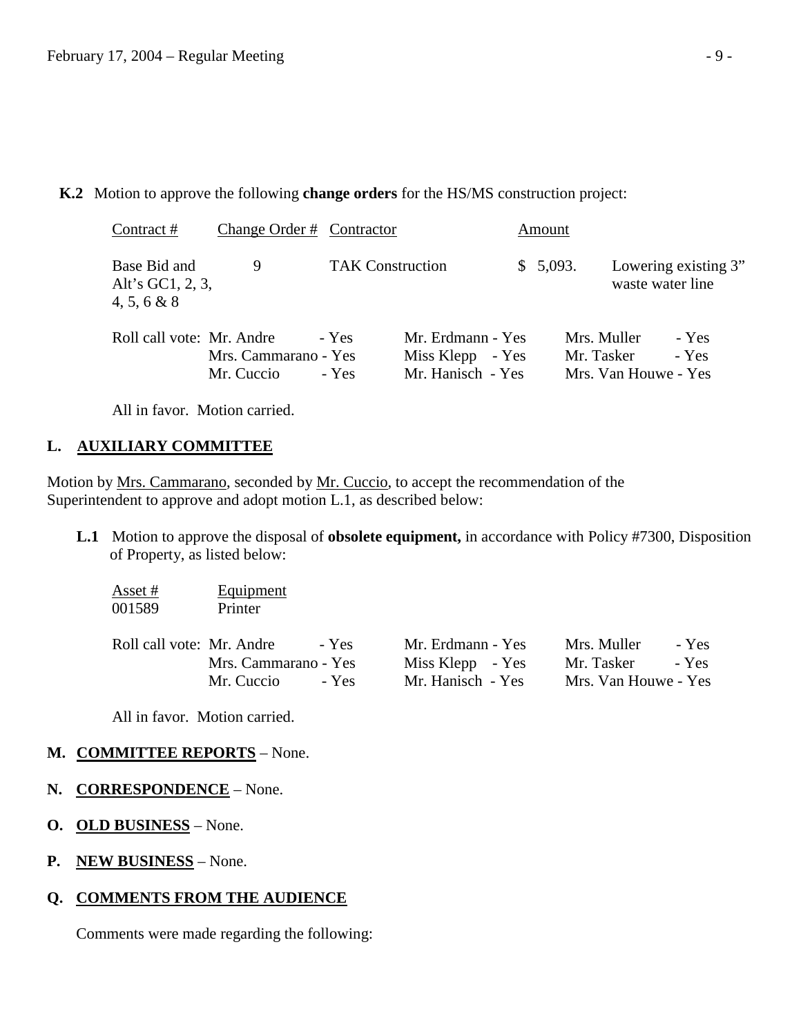**K.2** Motion to approve the following **change orders** for the HS/MS construction project:

| Contract # | Change Order # | Contractor | Amount | |
|---|---|---|---|---|
| Base Bid and Alt's GC1, 2, 3, 4, 5, 6 & 8 | 9 | TAK Construction | $ 5,093. | Lowering existing 3" waste water line |

Roll call vote: Mr. Andre - Yes, Mrs. Cammarano - Yes, Mr. Cuccio - Yes, Mr. Erdmann - Yes, Miss Klepp - Yes, Mr. Hanisch - Yes, Mrs. Muller - Yes, Mr. Tasker - Yes, Mrs. Van Houwe - Yes

All in favor. Motion carried.

## L. AUXILIARY COMMITTEE

Motion by Mrs. Cammarano, seconded by Mr. Cuccio, to accept the recommendation of the Superintendent to approve and adopt motion L.1, as described below:

**L.1** Motion to approve the disposal of **obsolete equipment,** in accordance with Policy #7300, Disposition of Property, as listed below:

| Asset # | Equipment |
|---|---|
| 001589 | Printer |

Roll call vote: Mr. Andre - Yes, Mrs. Cammarano - Yes, Mr. Cuccio - Yes, Mr. Erdmann - Yes, Miss Klepp - Yes, Mr. Hanisch - Yes, Mrs. Muller - Yes, Mr. Tasker - Yes, Mrs. Van Houwe - Yes

All in favor. Motion carried.

## M. COMMITTEE REPORTS – None.

## N. CORRESPONDENCE – None.

## O. OLD BUSINESS – None.

## P. NEW BUSINESS – None.

## Q. COMMENTS FROM THE AUDIENCE

Comments were made regarding the following: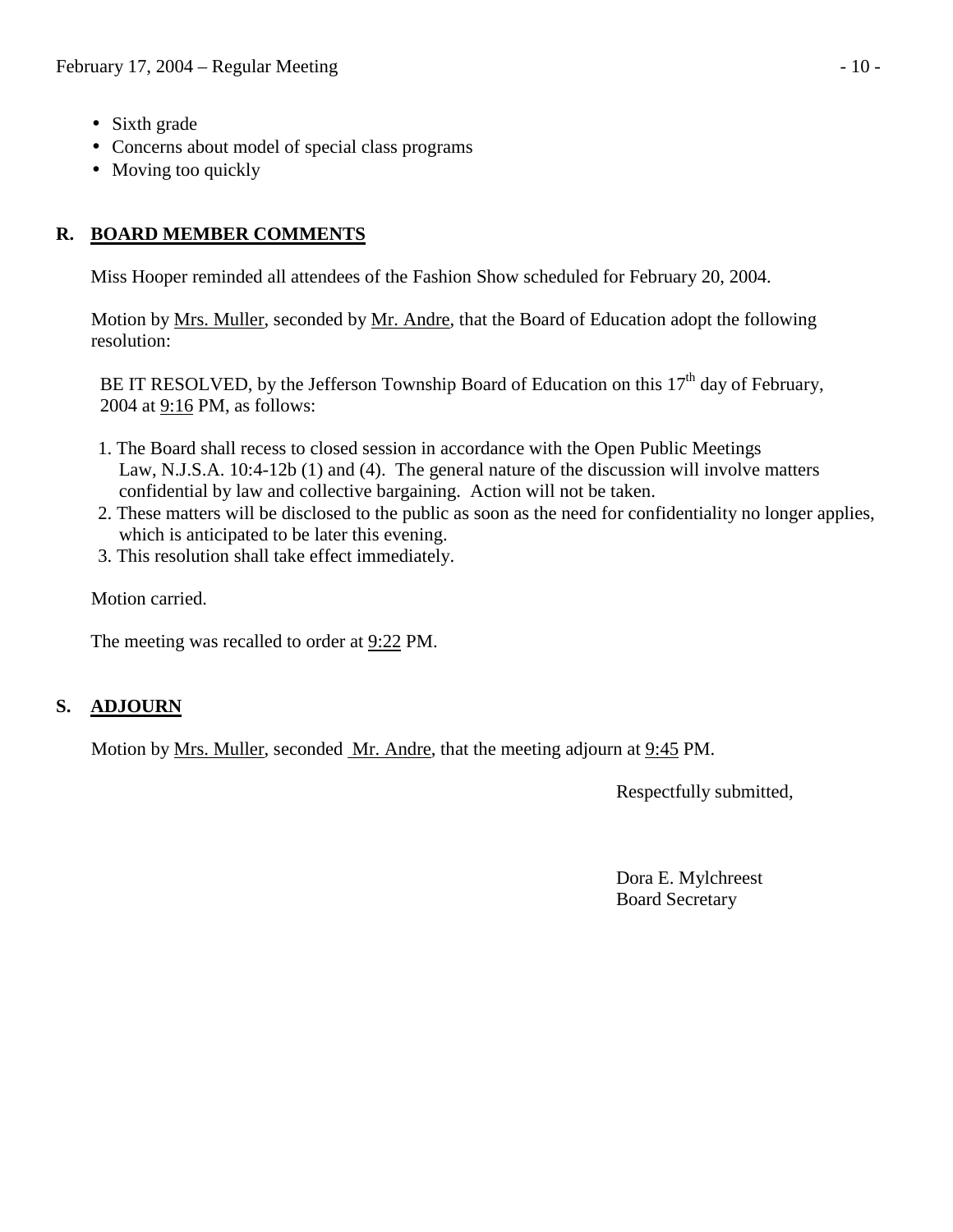- Sixth grade
- Concerns about model of special class programs
- Moving too quickly

## R. BOARD MEMBER COMMENTS

Miss Hooper reminded all attendees of the Fashion Show scheduled for February 20, 2004.

Motion by Mrs. Muller, seconded by Mr. Andre, that the Board of Education adopt the following resolution:

BE IT RESOLVED, by the Jefferson Township Board of Education on this 17th day of February, 2004 at 9:16 PM, as follows:

1. The Board shall recess to closed session in accordance with the Open Public Meetings Law, N.J.S.A. 10:4-12b (1) and (4). The general nature of the discussion will involve matters confidential by law and collective bargaining. Action will not be taken.
2. These matters will be disclosed to the public as soon as the need for confidentiality no longer applies, which is anticipated to be later this evening.
3. This resolution shall take effect immediately.

Motion carried.

The meeting was recalled to order at 9:22 PM.

## S. ADJOURN

Motion by Mrs. Muller, seconded Mr. Andre, that the meeting adjourn at 9:45 PM.

Respectfully submitted,

Dora E. Mylchreest
Board Secretary